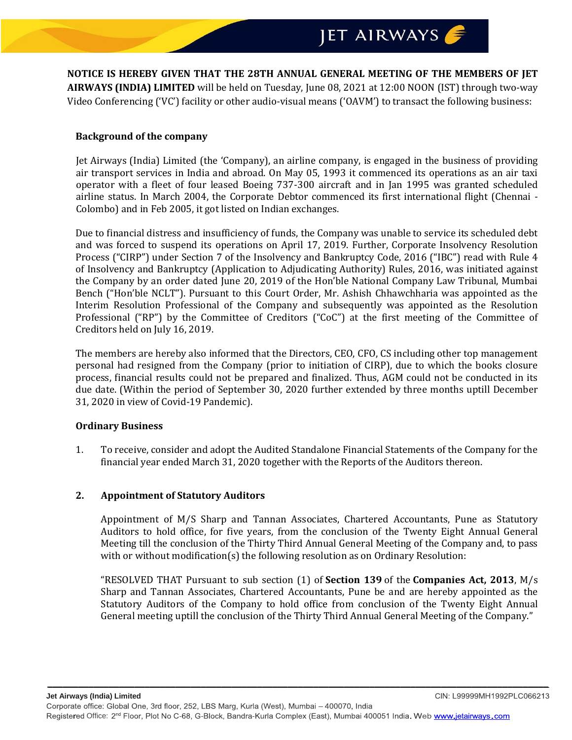**NOTICE IS HEREBY GIVEN THAT THE 28TH ANNUAL GENERAL MEETING OF THE MEMBERS OF JET AIRWAYS (INDIA) LIMITED** will be held on Tuesday, June 08, 2021 at 12:00 NOON (IST) through two-way Video Conferencing ('VC') facility or other audio-visual means ('OAVM') to transact the following business:

**Background of the company**

Jet Airways (India) Limited (the 'Company), an airline company, is engaged in the business of providing air transport services in India and abroad. On May 05, 1993 it commenced its operations as an air taxi operator with a fleet of four leased Boeing 737-300 aircraft and in Jan 1995 was granted scheduled airline status. In March 2004, the Corporate Debtor commenced its first international flight (Chennai - Colombo) and in Feb 2005, it got listed on Indian exchanges.

Due to financial distress and insufficiency of funds, the Company was unable to service its scheduled debt and was forced to suspend its operations on April 17, 2019. Further, Corporate Insolvency Resolution Process ("CIRP") under Section 7 of the Insolvency and Bankruptcy Code, 2016 ("IBC") read with Rule 4 of Insolvency and Bankruptcy (Application to Adjudicating Authority) Rules, 2016, was initiated against the Company by an order dated June 20, 2019 of the Hon'ble National Company Law Tribunal, Mumbai Bench ("Hon'ble NCLT"). Pursuant to this Court Order, Mr. Ashish Chhawchharia was appointed as the Interim Resolution Professional of the Company and subsequently was appointed as the Resolution Professional ("RP") by the Committee of Creditors ("CoC") at the first meeting of the Committee of Creditors held on July 16, 2019.

The members are hereby also informed that the Directors, CEO, CFO, CS including other top management personal had resigned from the Company (prior to initiation of CIRP), due to which the books closure process, financial results could not be prepared and finalized. Thus, AGM could not be conducted in its due date. (Within the period of September 30, 2020 further extended by three months uptill December 31, 2020 in view of Covid-19 Pandemic).

**Ordinary Business**

1. To receive, consider and adopt the Audited Standalone Financial Statements of the Company for the financial year ended March 31, 2020 together with the Reports of the Auditors thereon.

2. **Appointment of Statutory Auditors**

   Appointment of M/S Sharp and Tannan Associates, Chartered Accountants, Pune as Statutory Auditors to hold office, for five years, from the conclusion of the Twenty Eight Annual General Meeting till the conclusion of the Thirty Third Annual General Meeting of the Company and, to pass with or without modification(s) the following resolution as on Ordinary Resolution:

   "RESOLVED THAT Pursuant to sub section (1) of **Section 139** of the **Companies Act, 2013**, M/s Sharp and Tannan Associates, Chartered Accountants, Pune be and are hereby appointed as the Statutory Auditors of the Company to hold office from conclusion of the Twenty Eight Annual General meeting uptill the conclusion of the Thirty Third Annual General Meeting of the Company."

**Jet Airways (India) Limited** CIN: L99999MH1992PLC066213
Corporate office: Global One, 3rd floor, 252, LBS Marg, Kurla (West), Mumbai – 400070, India
Registered Office: 2nd Floor, Plot No C-68, G-Block, Bandra-Kurla Complex (East), Mumbai 400051 India. Web www.jetairways.com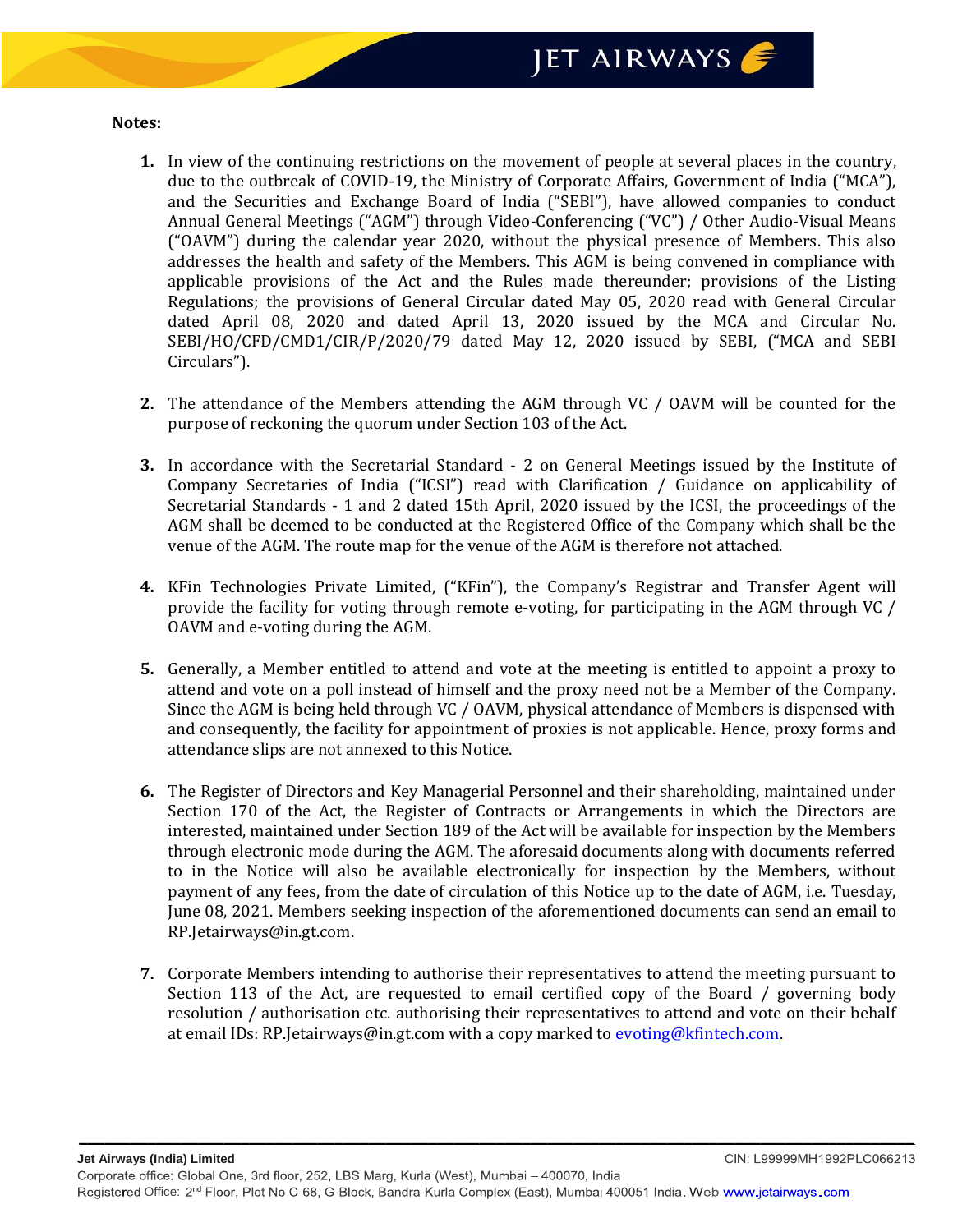**Notes:**

1. In view of the continuing restrictions on the movement of people at several places in the country, due to the outbreak of COVID-19, the Ministry of Corporate Affairs, Government of India ("MCA"), and the Securities and Exchange Board of India ("SEBI"), have allowed companies to conduct Annual General Meetings ("AGM") through Video-Conferencing ("VC") / Other Audio-Visual Means ("OAVM") during the calendar year 2020, without the physical presence of Members. This also addresses the health and safety of the Members. This AGM is being convened in compliance with applicable provisions of the Act and the Rules made thereunder; provisions of the Listing Regulations; the provisions of General Circular dated May 05, 2020 read with General Circular dated April 08, 2020 and dated April 13, 2020 issued by the MCA and Circular No. SEBI/HO/CFD/CMD1/CIR/P/2020/79 dated May 12, 2020 issued by SEBI, ("MCA and SEBI Circulars").

2. The attendance of the Members attending the AGM through VC / OAVM will be counted for the purpose of reckoning the quorum under Section 103 of the Act.

3. In accordance with the Secretarial Standard - 2 on General Meetings issued by the Institute of Company Secretaries of India ("ICSI") read with Clarification / Guidance on applicability of Secretarial Standards - 1 and 2 dated 15th April, 2020 issued by the ICSI, the proceedings of the AGM shall be deemed to be conducted at the Registered Office of the Company which shall be the venue of the AGM. The route map for the venue of the AGM is therefore not attached.

4. KFin Technologies Private Limited, ("KFin"), the Company's Registrar and Transfer Agent will provide the facility for voting through remote e-voting, for participating in the AGM through VC / OAVM and e-voting during the AGM.

5. Generally, a Member entitled to attend and vote at the meeting is entitled to appoint a proxy to attend and vote on a poll instead of himself and the proxy need not be a Member of the Company. Since the AGM is being held through VC / OAVM, physical attendance of Members is dispensed with and consequently, the facility for appointment of proxies is not applicable. Hence, proxy forms and attendance slips are not annexed to this Notice.

6. The Register of Directors and Key Managerial Personnel and their shareholding, maintained under Section 170 of the Act, the Register of Contracts or Arrangements in which the Directors are interested, maintained under Section 189 of the Act will be available for inspection by the Members through electronic mode during the AGM. The aforesaid documents along with documents referred to in the Notice will also be available electronically for inspection by the Members, without payment of any fees, from the date of circulation of this Notice up to the date of AGM, i.e. Tuesday, June 08, 2021. Members seeking inspection of the aforementioned documents can send an email to RP.Jetairways@in.gt.com.

7. Corporate Members intending to authorise their representatives to attend the meeting pursuant to Section 113 of the Act, are requested to email certified copy of the Board / governing body resolution / authorisation etc. authorising their representatives to attend and vote on their behalf at email IDs: RP.Jetairways@in.gt.com with a copy marked to evoting@kfintech.com.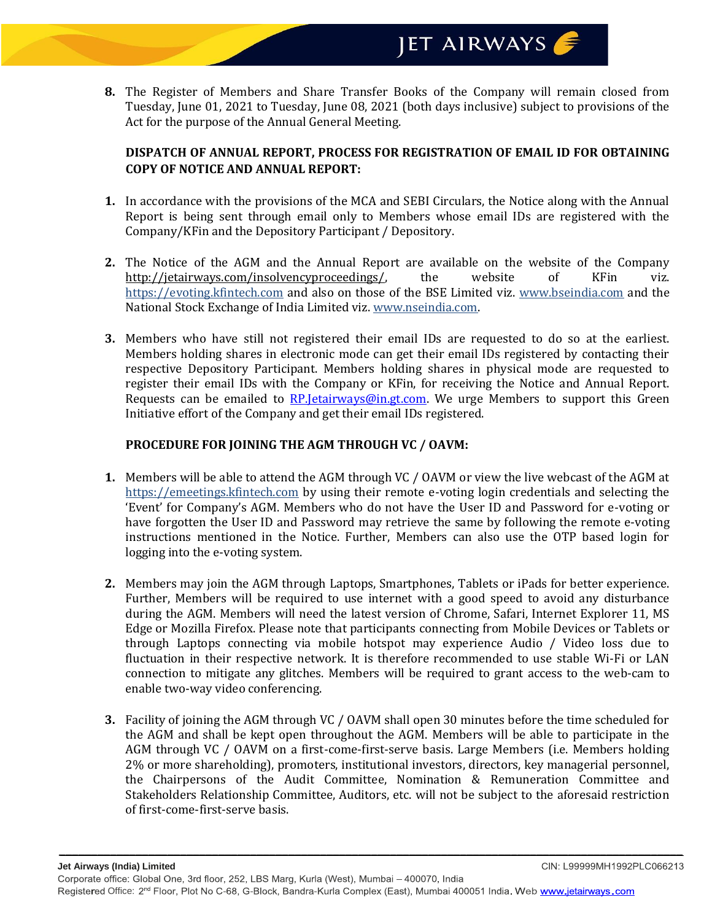8. The Register of Members and Share Transfer Books of the Company will remain closed from Tuesday, June 01, 2021 to Tuesday, June 08, 2021 (both days inclusive) subject to provisions of the Act for the purpose of the Annual General Meeting.

**DISPATCH OF ANNUAL REPORT, PROCESS FOR REGISTRATION OF EMAIL ID FOR OBTAINING COPY OF NOTICE AND ANNUAL REPORT:**

1. In accordance with the provisions of the MCA and SEBI Circulars, the Notice along with the Annual Report is being sent through email only to Members whose email IDs are registered with the Company/KFin and the Depository Participant / Depository.

2. The Notice of the AGM and the Annual Report are available on the website of the Company http://jetairways.com/insolvencyproceedings/, the website of KFin viz. https://evoting.kfintech.com and also on those of the BSE Limited viz. www.bseindia.com and the National Stock Exchange of India Limited viz. www.nseindia.com.

3. Members who have still not registered their email IDs are requested to do so at the earliest. Members holding shares in electronic mode can get their email IDs registered by contacting their respective Depository Participant. Members holding shares in physical mode are requested to register their email IDs with the Company or KFin, for receiving the Notice and Annual Report. Requests can be emailed to RP.Jetairways@in.gt.com. We urge Members to support this Green Initiative effort of the Company and get their email IDs registered.

**PROCEDURE FOR JOINING THE AGM THROUGH VC / OAVM:**

1. Members will be able to attend the AGM through VC / OAVM or view the live webcast of the AGM at https://emeetings.kfintech.com by using their remote e-voting login credentials and selecting the 'Event' for Company's AGM. Members who do not have the User ID and Password for e-voting or have forgotten the User ID and Password may retrieve the same by following the remote e-voting instructions mentioned in the Notice. Further, Members can also use the OTP based login for logging into the e-voting system.

2. Members may join the AGM through Laptops, Smartphones, Tablets or iPads for better experience. Further, Members will be required to use internet with a good speed to avoid any disturbance during the AGM. Members will need the latest version of Chrome, Safari, Internet Explorer 11, MS Edge or Mozilla Firefox. Please note that participants connecting from Mobile Devices or Tablets or through Laptops connecting via mobile hotspot may experience Audio / Video loss due to fluctuation in their respective network. It is therefore recommended to use stable Wi-Fi or LAN connection to mitigate any glitches. Members will be required to grant access to the web-cam to enable two-way video conferencing.

3. Facility of joining the AGM through VC / OAVM shall open 30 minutes before the time scheduled for the AGM and shall be kept open throughout the AGM. Members will be able to participate in the AGM through VC / OAVM on a first-come-first-serve basis. Large Members (i.e. Members holding 2% or more shareholding), promoters, institutional investors, directors, key managerial personnel, the Chairpersons of the Audit Committee, Nomination & Remuneration Committee and Stakeholders Relationship Committee, Auditors, etc. will not be subject to the aforesaid restriction of first-come-first-serve basis.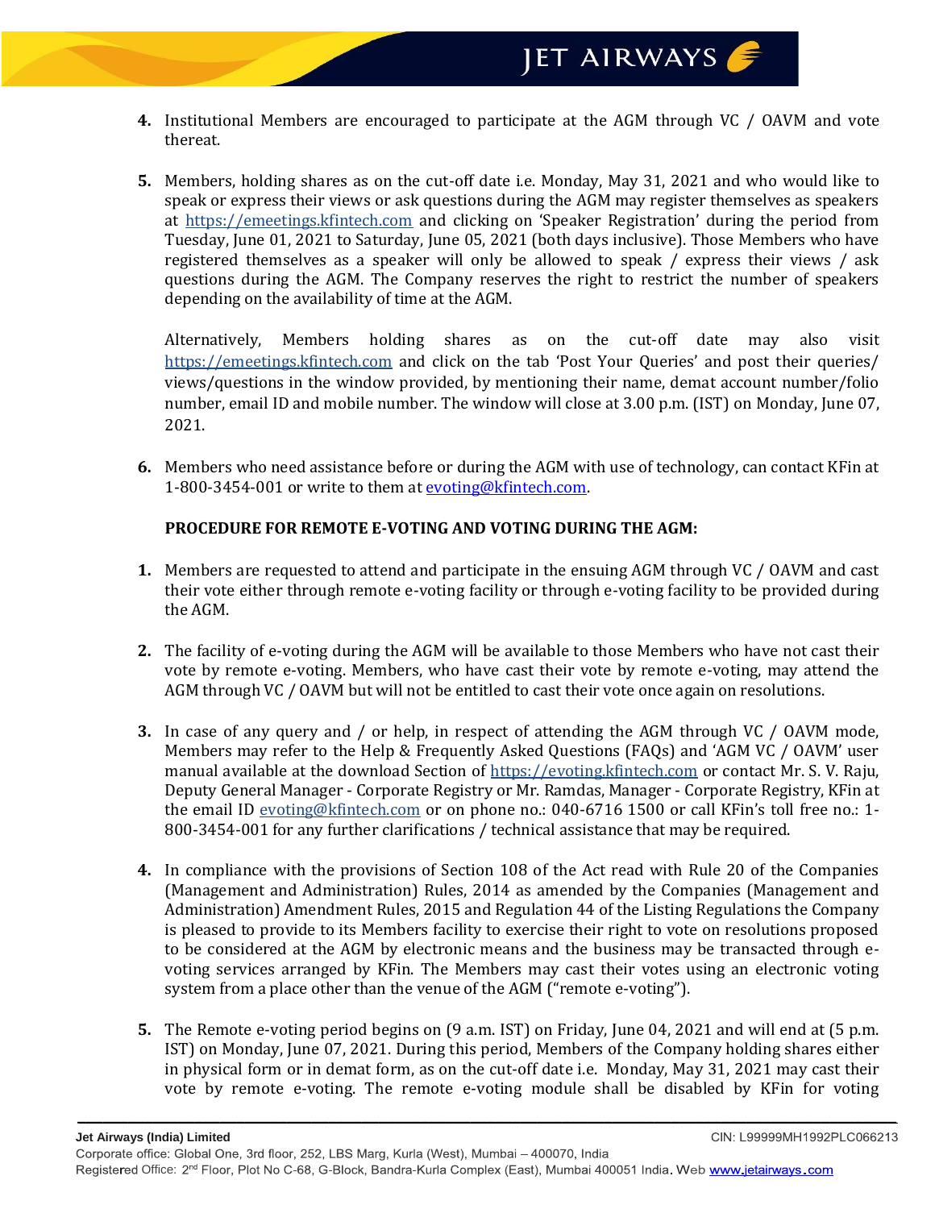4. Institutional Members are encouraged to participate at the AGM through VC / OAVM and vote thereat.

5. Members, holding shares as on the cut-off date i.e. Monday, May 31, 2021 and who would like to speak or express their views or ask questions during the AGM may register themselves as speakers at https://emeetings.kfintech.com and clicking on 'Speaker Registration' during the period from Tuesday, June 01, 2021 to Saturday, June 05, 2021 (both days inclusive). Those Members who have registered themselves as a speaker will only be allowed to speak / express their views / ask questions during the AGM. The Company reserves the right to restrict the number of speakers depending on the availability of time at the AGM.

   Alternatively, Members holding shares as on the cut-off date may also visit https://emeetings.kfintech.com and click on the tab 'Post Your Queries' and post their queries/ views/questions in the window provided, by mentioning their name, demat account number/folio number, email ID and mobile number. The window will close at 3.00 p.m. (IST) on Monday, June 07, 2021.

6. Members who need assistance before or during the AGM with use of technology, can contact KFin at 1-800-3454-001 or write to them at evoting@kfintech.com.

**PROCEDURE FOR REMOTE E-VOTING AND VOTING DURING THE AGM:**

1. Members are requested to attend and participate in the ensuing AGM through VC / OAVM and cast their vote either through remote e-voting facility or through e-voting facility to be provided during the AGM.

2. The facility of e-voting during the AGM will be available to those Members who have not cast their vote by remote e-voting. Members, who have cast their vote by remote e-voting, may attend the AGM through VC / OAVM but will not be entitled to cast their vote once again on resolutions.

3. In case of any query and / or help, in respect of attending the AGM through VC / OAVM mode, Members may refer to the Help & Frequently Asked Questions (FAQs) and 'AGM VC / OAVM' user manual available at the download Section of https://evoting.kfintech.com or contact Mr. S. V. Raju, Deputy General Manager - Corporate Registry or Mr. Ramdas, Manager - Corporate Registry, KFin at the email ID evoting@kfintech.com or on phone no.: 040-6716 1500 or call KFin's toll free no.: 1-800-3454-001 for any further clarifications / technical assistance that may be required.

4. In compliance with the provisions of Section 108 of the Act read with Rule 20 of the Companies (Management and Administration) Rules, 2014 as amended by the Companies (Management and Administration) Amendment Rules, 2015 and Regulation 44 of the Listing Regulations the Company is pleased to provide to its Members facility to exercise their right to vote on resolutions proposed to be considered at the AGM by electronic means and the business may be transacted through e-voting services arranged by KFin. The Members may cast their votes using an electronic voting system from a place other than the venue of the AGM ("remote e-voting").

5. The Remote e-voting period begins on (9 a.m. IST) on Friday, June 04, 2021 and will end at (5 p.m. IST) on Monday, June 07, 2021. During this period, Members of the Company holding shares either in physical form or in demat form, as on the cut-off date i.e. Monday, May 31, 2021 may cast their vote by remote e-voting. The remote e-voting module shall be disabled by KFin for voting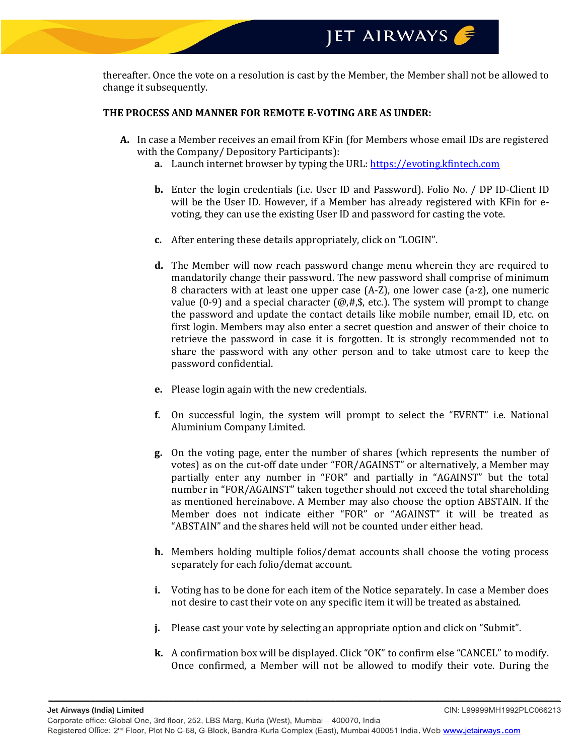thereafter. Once the vote on a resolution is cast by the Member, the Member shall not be allowed to change it subsequently.

**THE PROCESS AND MANNER FOR REMOTE E-VOTING ARE AS UNDER:**

**A.** In case a Member receives an email from KFin (for Members whose email IDs are registered with the Company/ Depository Participants):

**a.** Launch internet browser by typing the URL: [https://evoting.kfintech.com](https://evoting.kfintech.com)

**b.** Enter the login credentials (i.e. User ID and Password). Folio No. / DP ID-Client ID will be the User ID. However, if a Member has already registered with KFin for e-voting, they can use the existing User ID and password for casting the vote.

**c.** After entering these details appropriately, click on "LOGIN".

**d.** The Member will now reach password change menu wherein they are required to mandatorily change their password. The new password shall comprise of minimum 8 characters with at least one upper case (A-Z), one lower case (a-z), one numeric value (0-9) and a special character (@,#,$, etc.). The system will prompt to change the password and update the contact details like mobile number, email ID, etc. on first login. Members may also enter a secret question and answer of their choice to retrieve the password in case it is forgotten. It is strongly recommended not to share the password with any other person and to take utmost care to keep the password confidential.

**e.** Please login again with the new credentials.

**f.** On successful login, the system will prompt to select the "EVENT" i.e. National Aluminium Company Limited.

**g.** On the voting page, enter the number of shares (which represents the number of votes) as on the cut-off date under "FOR/AGAINST" or alternatively, a Member may partially enter any number in "FOR" and partially in "AGAINST" but the total number in "FOR/AGAINST" taken together should not exceed the total shareholding as mentioned hereinabove. A Member may also choose the option ABSTAIN. If the Member does not indicate either "FOR" or "AGAINST" it will be treated as "ABSTAIN" and the shares held will not be counted under either head.

**h.** Members holding multiple folios/demat accounts shall choose the voting process separately for each folio/demat account.

**i.** Voting has to be done for each item of the Notice separately. In case a Member does not desire to cast their vote on any specific item it will be treated as abstained.

**j.** Please cast your vote by selecting an appropriate option and click on "Submit".

**k.** A confirmation box will be displayed. Click "OK" to confirm else "CANCEL" to modify. Once confirmed, a Member will not be allowed to modify their vote. During the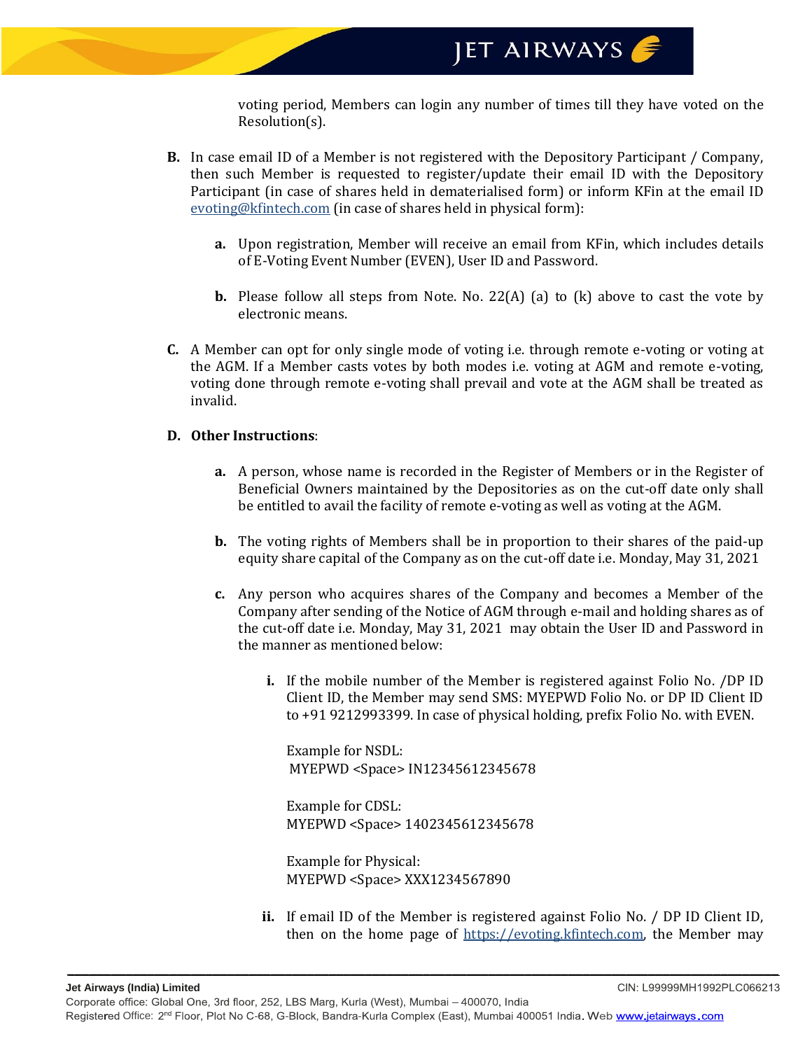voting period, Members can login any number of times till they have voted on the Resolution(s).

**B.** In case email ID of a Member is not registered with the Depository Participant / Company, then such Member is requested to register/update their email ID with the Depository Participant (in case of shares held in dematerialised form) or inform KFin at the email ID evoting@kfintech.com (in case of shares held in physical form):

   **a.** Upon registration, Member will receive an email from KFin, which includes details of E-Voting Event Number (EVEN), User ID and Password.

   **b.** Please follow all steps from Note. No. 22(A) (a) to (k) above to cast the vote by electronic means.

**C.** A Member can opt for only single mode of voting i.e. through remote e-voting or voting at the AGM. If a Member casts votes by both modes i.e. voting at AGM and remote e-voting, voting done through remote e-voting shall prevail and vote at the AGM shall be treated as invalid.

**D. Other Instructions**:

   **a.** A person, whose name is recorded in the Register of Members or in the Register of Beneficial Owners maintained by the Depositories as on the cut-off date only shall be entitled to avail the facility of remote e-voting as well as voting at the AGM.

   **b.** The voting rights of Members shall be in proportion to their shares of the paid-up equity share capital of the Company as on the cut-off date i.e. Monday, May 31, 2021

   **c.** Any person who acquires shares of the Company and becomes a Member of the Company after sending of the Notice of AGM through e-mail and holding shares as of the cut-off date i.e. Monday, May 31, 2021 may obtain the User ID and Password in the manner as mentioned below:

      **i.** If the mobile number of the Member is registered against Folio No. /DP ID Client ID, the Member may send SMS: MYEPWD Folio No. or DP ID Client ID to +91 9212993399. In case of physical holding, prefix Folio No. with EVEN.

      Example for NSDL:
      MYEPWD <Space> IN12345612345678

      Example for CDSL:
      MYEPWD <Space> 1402345612345678

      Example for Physical:
      MYEPWD <Space> XXX1234567890

      **ii.** If email ID of the Member is registered against Folio No. / DP ID Client ID, then on the home page of https://evoting.kfintech.com, the Member may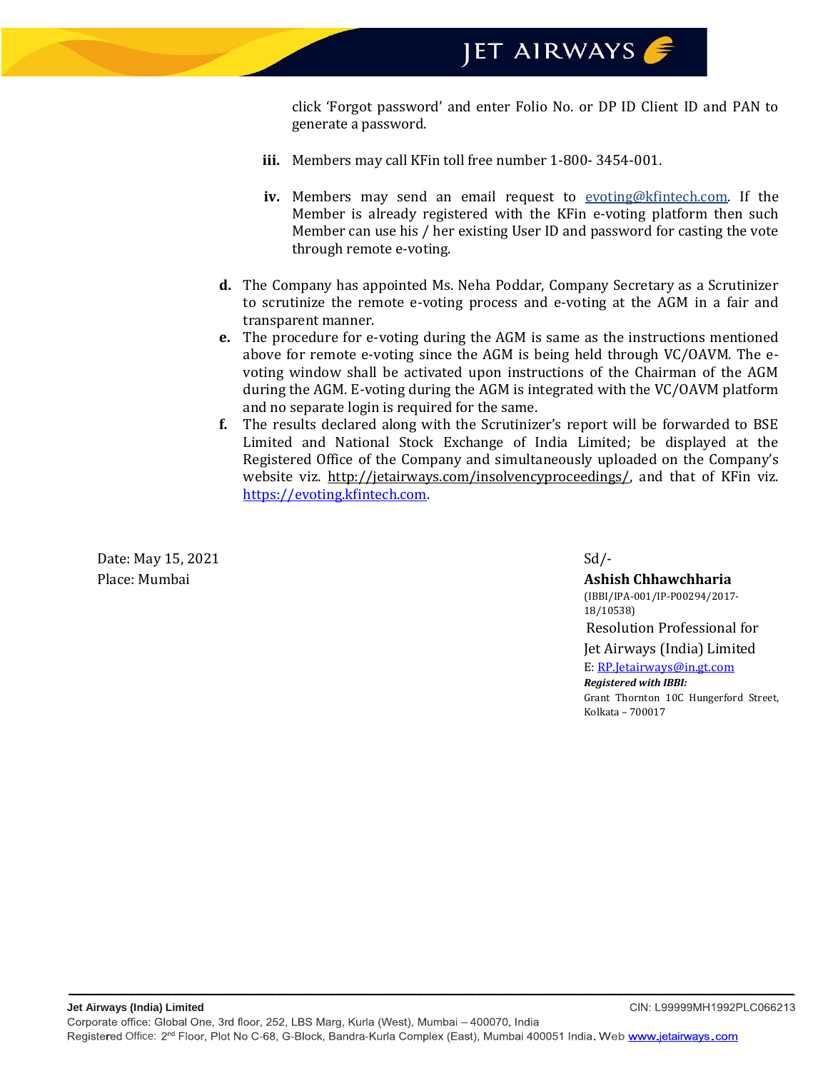click 'Forgot password' and enter Folio No. or DP ID Client ID and PAN to generate a password.

iii. Members may call KFin toll free number 1-800- 3454-001.

iv. Members may send an email request to evoting@kfintech.com. If the Member is already registered with the KFin e-voting platform then such Member can use his / her existing User ID and password for casting the vote through remote e-voting.

d. The Company has appointed Ms. Neha Poddar, Company Secretary as a Scrutinizer to scrutinize the remote e-voting process and e-voting at the AGM in a fair and transparent manner.

e. The procedure for e-voting during the AGM is same as the instructions mentioned above for remote e-voting since the AGM is being held through VC/OAVM. The e-voting window shall be activated upon instructions of the Chairman of the AGM during the AGM. E-voting during the AGM is integrated with the VC/OAVM platform and no separate login is required for the same.

f. The results declared along with the Scrutinizer's report will be forwarded to BSE Limited and National Stock Exchange of India Limited; be displayed at the Registered Office of the Company and simultaneously uploaded on the Company's website viz. http://jetairways.com/insolvencyproceedings/, and that of KFin viz. https://evoting.kfintech.com.

Date: May 15, 2021
Place: Mumbai

Sd/-
**Ashish Chhawchharia**
(IBBI/IPA-001/IP-P00294/2017-18/10538)
Resolution Professional for
Jet Airways (India) Limited
E: RP.Jetairways@in.gt.com
***Registered with IBBI:***
Grant Thornton 10C Hungerford Street, Kolkata – 700017

**Jet Airways (India) Limited** CIN: L99999MH1992PLC066213
Corporate office: Global One, 3rd floor, 252, LBS Marg, Kurla (West), Mumbai – 400070, India
Registered Office: 2nd Floor, Plot No C-68, G-Block, Bandra-Kurla Complex (East), Mumbai 400051 India. Web www.jetairways.com